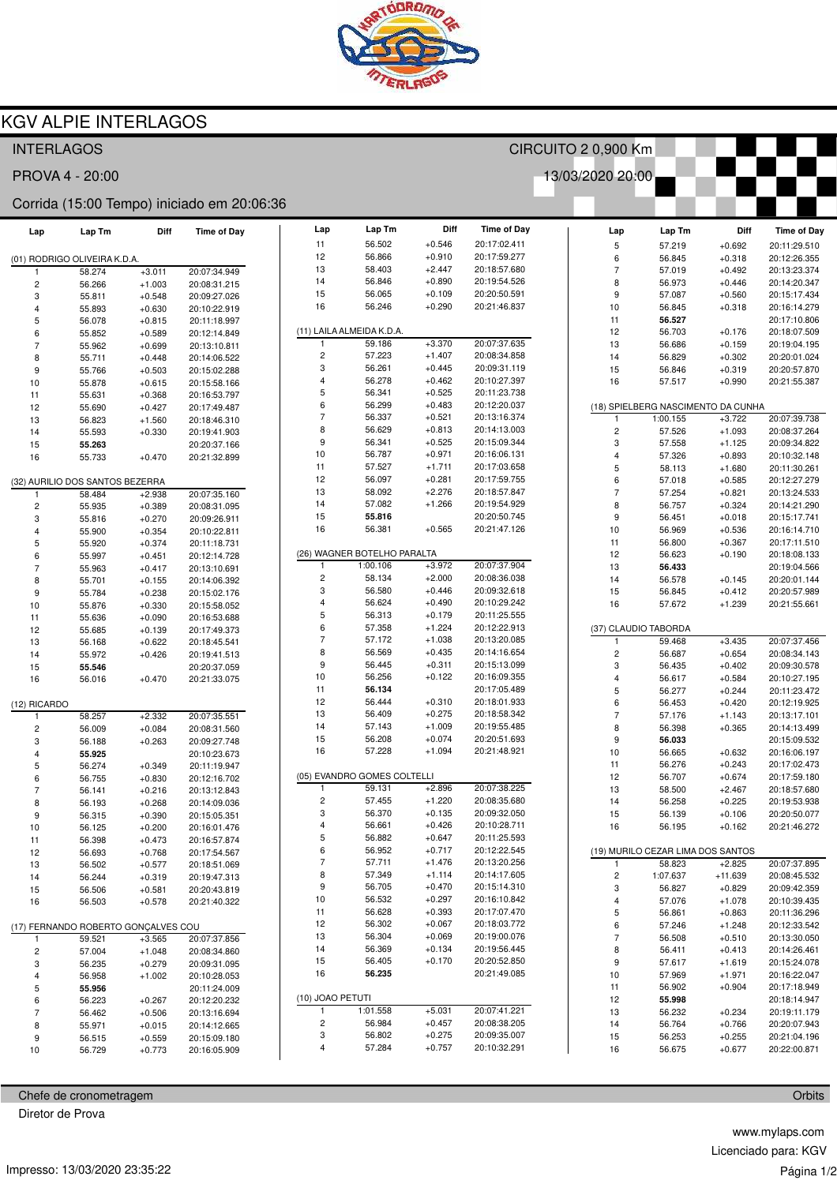# KGV ALPIE INTERLAGOS

INTERLAGOS — CIRCUITO 2 0,900 Km

PROVA 4 - 20:00 — 13/03/2020 20:00

Corrida (15:00 Tempo) iniciado em 20:06:36

### (01) RODRIGO OLIVEIRA K.D.A.

| Lap | Lap Tm | Diff | Time of Day |
|---|---|---|---|
| 1 | 58.274 | +3.011 | 20:07:34.949 |
| 2 | 56.266 | +1.003 | 20:08:31.215 |
| 3 | 55.811 | +0.548 | 20:09:27.026 |
| 4 | 55.893 | +0.630 | 20:10:22.919 |
| 5 | 56.078 | +0.815 | 20:11:18.997 |
| 6 | 55.852 | +0.589 | 20:12:14.849 |
| 7 | 55.962 | +0.699 | 20:13:10.811 |
| 8 | 55.711 | +0.448 | 20:14:06.522 |
| 9 | 55.766 | +0.503 | 20:15:02.288 |
| 10 | 55.878 | +0.615 | 20:15:58.166 |
| 11 | 55.631 | +0.368 | 20:16:53.797 |
| 12 | 55.690 | +0.427 | 20:17:49.487 |
| 13 | 56.823 | +1.560 | 20:18:46.310 |
| 14 | 55.593 | +0.330 | 20:19:41.903 |
| 15 | **55.263** | | 20:20:37.166 |
| 16 | 55.733 | +0.470 | 20:21:32.899 |

### (32) AURILIO DOS SANTOS BEZERRA

| Lap | Lap Tm | Diff | Time of Day |
|---|---|---|---|
| 1 | 58.484 | +2.938 | 20:07:35.160 |
| 2 | 55.935 | +0.389 | 20:08:31.095 |
| 3 | 55.816 | +0.270 | 20:09:26.911 |
| 4 | 55.900 | +0.354 | 20:10:22.811 |
| 5 | 55.920 | +0.374 | 20:11:18.731 |
| 6 | 55.997 | +0.451 | 20:12:14.728 |
| 7 | 55.963 | +0.417 | 20:13:10.691 |
| 8 | 55.701 | +0.155 | 20:14:06.392 |
| 9 | 55.784 | +0.238 | 20:15:02.176 |
| 10 | 55.876 | +0.330 | 20:15:58.052 |
| 11 | 55.636 | +0.090 | 20:16:53.688 |
| 12 | 55.685 | +0.139 | 20:17:49.373 |
| 13 | 56.168 | +0.622 | 20:18:45.541 |
| 14 | 55.972 | +0.426 | 20:19:41.513 |
| 15 | **55.546** | | 20:20:37.059 |
| 16 | 56.016 | +0.470 | 20:21:33.075 |

### (12) RICARDO

| Lap | Lap Tm | Diff | Time of Day |
|---|---|---|---|
| 1 | 58.257 | +2.332 | 20:07:35.551 |
| 2 | 56.009 | +0.084 | 20:08:31.560 |
| 3 | 56.188 | +0.263 | 20:09:27.748 |
| 4 | **55.925** | | 20:10:23.673 |
| 5 | 56.274 | +0.349 | 20:11:19.947 |
| 6 | 56.755 | +0.830 | 20:12:16.702 |
| 7 | 56.141 | +0.216 | 20:13:12.843 |
| 8 | 56.193 | +0.268 | 20:14:09.036 |
| 9 | 56.315 | +0.390 | 20:15:05.351 |
| 10 | 56.125 | +0.200 | 20:16:01.476 |
| 11 | 56.398 | +0.473 | 20:16:57.874 |
| 12 | 56.693 | +0.768 | 20:17:54.567 |
| 13 | 56.502 | +0.577 | 20:18:51.069 |
| 14 | 56.244 | +0.319 | 20:19:47.313 |
| 15 | 56.506 | +0.581 | 20:20:43.819 |
| 16 | 56.503 | +0.578 | 20:21:40.322 |

### (17) FERNANDO ROBERTO GONÇALVES COU

| Lap | Lap Tm | Diff | Time of Day |
|---|---|---|---|
| 1 | 59.521 | +3.565 | 20:07:37.856 |
| 2 | 57.004 | +1.048 | 20:08:34.860 |
| 3 | 56.235 | +0.279 | 20:09:31.095 |
| 4 | 56.958 | +1.002 | 20:10:28.053 |
| 5 | **55.956** | | 20:11:24.009 |
| 6 | 56.223 | +0.267 | 20:12:20.232 |
| 7 | 56.462 | +0.506 | 20:13:16.694 |
| 8 | 55.971 | +0.015 | 20:14:12.665 |
| 9 | 56.515 | +0.559 | 20:15:09.180 |
| 10 | 56.729 | +0.773 | 20:16:05.909 |
| 11 | 56.502 | +0.546 | 20:17:02.411 |
| 12 | 56.866 | +0.910 | 20:17:59.277 |
| 13 | 58.403 | +2.447 | 20:18:57.680 |
| 14 | 56.846 | +0.890 | 20:19:54.526 |
| 15 | 56.065 | +0.109 | 20:20:50.591 |
| 16 | 56.246 | +0.290 | 20:21:46.837 |

### (11) LAILA ALMEIDA K.D.A.

| Lap | Lap Tm | Diff | Time of Day |
|---|---|---|---|
| 1 | 59.186 | +3.370 | 20:07:37.635 |
| 2 | 57.223 | +1.407 | 20:08:34.858 |
| 3 | 56.261 | +0.445 | 20:09:31.119 |
| 4 | 56.278 | +0.462 | 20:10:27.397 |
| 5 | 56.341 | +0.525 | 20:11:23.738 |
| 6 | 56.299 | +0.483 | 20:12:20.037 |
| 7 | 56.337 | +0.521 | 20:13:16.374 |
| 8 | 56.629 | +0.813 | 20:14:13.003 |
| 9 | 56.341 | +0.525 | 20:15:09.344 |
| 10 | 56.787 | +0.971 | 20:16:06.131 |
| 11 | 57.527 | +1.711 | 20:17:03.658 |
| 12 | 56.097 | +0.281 | 20:17:59.755 |
| 13 | 58.092 | +2.276 | 20:18:57.847 |
| 14 | 57.082 | +1.266 | 20:19:54.929 |
| 15 | **55.816** | | 20:20:50.745 |
| 16 | 56.381 | +0.565 | 20:21:47.126 |

### (26) WAGNER BOTELHO PARALTA

| Lap | Lap Tm | Diff | Time of Day |
|---|---|---|---|
| 1 | 1:00.106 | +3.972 | 20:07:37.904 |
| 2 | 58.134 | +2.000 | 20:08:36.038 |
| 3 | 56.580 | +0.446 | 20:09:32.618 |
| 4 | 56.624 | +0.490 | 20:10:29.242 |
| 5 | 56.313 | +0.179 | 20:11:25.555 |
| 6 | 57.358 | +1.224 | 20:12:22.913 |
| 7 | 57.172 | +1.038 | 20:13:20.085 |
| 8 | 56.569 | +0.435 | 20:14:16.654 |
| 9 | 56.445 | +0.311 | 20:15:13.099 |
| 10 | 56.256 | +0.122 | 20:16:09.355 |
| 11 | **56.134** | | 20:17:05.489 |
| 12 | 56.444 | +0.310 | 20:18:01.933 |
| 13 | 56.409 | +0.275 | 20:18:58.342 |
| 14 | 57.143 | +1.009 | 20:19:55.485 |
| 15 | 56.208 | +0.074 | 20:20:51.693 |
| 16 | 57.228 | +1.094 | 20:21:48.921 |

### (05) EVANDRO GOMES COLTELLI

| Lap | Lap Tm | Diff | Time of Day |
|---|---|---|---|
| 1 | 59.131 | +2.896 | 20:07:38.225 |
| 2 | 57.455 | +1.220 | 20:08:35.680 |
| 3 | 56.370 | +0.135 | 20:09:32.050 |
| 4 | 56.661 | +0.426 | 20:10:28.711 |
| 5 | 56.882 | +0.647 | 20:11:25.593 |
| 6 | 56.952 | +0.717 | 20:12:22.545 |
| 7 | 57.711 | +1.476 | 20:13:20.256 |
| 8 | 57.349 | +1.114 | 20:14:17.605 |
| 9 | 56.705 | +0.470 | 20:15:14.310 |
| 10 | 56.532 | +0.297 | 20:16:10.842 |
| 11 | 56.628 | +0.393 | 20:17:07.470 |
| 12 | 56.302 | +0.067 | 20:18:03.772 |
| 13 | 56.304 | +0.069 | 20:19:00.076 |
| 14 | 56.369 | +0.134 | 20:19:56.445 |
| 15 | 56.405 | +0.170 | 20:20:52.850 |
| 16 | **56.235** | | 20:21:49.085 |

### (10) JOAO PETUTI

| Lap | Lap Tm | Diff | Time of Day |
|---|---|---|---|
| 1 | 1:01.558 | +5.031 | 20:07:41.221 |
| 2 | 56.984 | +0.457 | 20:08:38.205 |
| 3 | 56.802 | +0.275 | 20:09:35.007 |
| 4 | 57.284 | +0.757 | 20:10:32.291 |
| 5 | 57.219 | +0.692 | 20:11:29.510 |
| 6 | 56.845 | +0.318 | 20:12:26.355 |
| 7 | 57.019 | +0.492 | 20:13:23.374 |
| 8 | 56.973 | +0.446 | 20:14:20.347 |
| 9 | 57.087 | +0.560 | 20:15:17.434 |
| 10 | 56.845 | +0.318 | 20:16:14.279 |
| 11 | **56.527** | | 20:17:10.806 |
| 12 | 56.703 | +0.176 | 20:18:07.509 |
| 13 | 56.686 | +0.159 | 20:19:04.195 |
| 14 | 56.829 | +0.302 | 20:20:01.024 |
| 15 | 56.846 | +0.319 | 20:20:57.870 |
| 16 | 57.517 | +0.990 | 20:21:55.387 |

### (18) SPIELBERG NASCIMENTO DA CUNHA

| Lap | Lap Tm | Diff | Time of Day |
|---|---|---|---|
| 1 | 1:00.155 | +3.722 | 20:07:39.738 |
| 2 | 57.526 | +1.093 | 20:08:37.264 |
| 3 | 57.558 | +1.125 | 20:09:34.822 |
| 4 | 57.326 | +0.893 | 20:10:32.148 |
| 5 | 58.113 | +1.680 | 20:11:30.261 |
| 6 | 57.018 | +0.585 | 20:12:27.279 |
| 7 | 57.254 | +0.821 | 20:13:24.533 |
| 8 | 56.757 | +0.324 | 20:14:21.290 |
| 9 | 56.451 | +0.018 | 20:15:17.741 |
| 10 | 56.969 | +0.536 | 20:16:14.710 |
| 11 | 56.800 | +0.367 | 20:17:11.510 |
| 12 | 56.623 | +0.190 | 20:18:08.133 |
| 13 | **56.433** | | 20:19:04.566 |
| 14 | 56.578 | +0.145 | 20:20:01.144 |
| 15 | 56.845 | +0.412 | 20:20:57.989 |
| 16 | 57.672 | +1.239 | 20:21:55.661 |

### (37) CLAUDIO TABORDA

| Lap | Lap Tm | Diff | Time of Day |
|---|---|---|---|
| 1 | 59.468 | +3.435 | 20:07:37.456 |
| 2 | 56.687 | +0.654 | 20:08:34.143 |
| 3 | 56.435 | +0.402 | 20:09:30.578 |
| 4 | 56.617 | +0.584 | 20:10:27.195 |
| 5 | 56.277 | +0.244 | 20:11:23.472 |
| 6 | 56.453 | +0.420 | 20:12:19.925 |
| 7 | 57.176 | +1.143 | 20:13:17.101 |
| 8 | 56.398 | +0.365 | 20:14:13.499 |
| 9 | **56.033** | | 20:15:09.532 |
| 10 | 56.665 | +0.632 | 20:16:06.197 |
| 11 | 56.276 | +0.243 | 20:17:02.473 |
| 12 | 56.707 | +0.674 | 20:17:59.180 |
| 13 | 58.500 | +2.467 | 20:18:57.680 |
| 14 | 56.258 | +0.225 | 20:19:53.938 |
| 15 | 56.139 | +0.106 | 20:20:50.077 |
| 16 | 56.195 | +0.162 | 20:21:46.272 |

### (19) MURILO CEZAR LIMA DOS SANTOS

| Lap | Lap Tm | Diff | Time of Day |
|---|---|---|---|
| 1 | 58.823 | +2.825 | 20:07:37.895 |
| 2 | 1:07.637 | +11.639 | 20:08:45.532 |
| 3 | 56.827 | +0.829 | 20:09:42.359 |
| 4 | 57.076 | +1.078 | 20:10:39.435 |
| 5 | 56.861 | +0.863 | 20:11:36.296 |
| 6 | 57.246 | +1.248 | 20:12:33.542 |
| 7 | 56.508 | +0.510 | 20:13:30.050 |
| 8 | 56.411 | +0.413 | 20:14:26.461 |
| 9 | 57.617 | +1.619 | 20:15:24.078 |
| 10 | 57.969 | +1.971 | 20:16:22.047 |
| 11 | 56.902 | +0.904 | 20:17:18.949 |
| 12 | **55.998** | | 20:18:14.947 |
| 13 | 56.232 | +0.234 | 20:19:11.179 |
| 14 | 56.764 | +0.766 | 20:20:07.943 |
| 15 | 56.253 | +0.255 | 20:21:04.196 |
| 16 | 56.675 | +0.677 | 20:22:00.871 |

Chefe de cronometragem — Orbits

Diretor de Prova

www.mylaps.com

Licenciado para: KGV

Impresso: 13/03/2020 23:35:22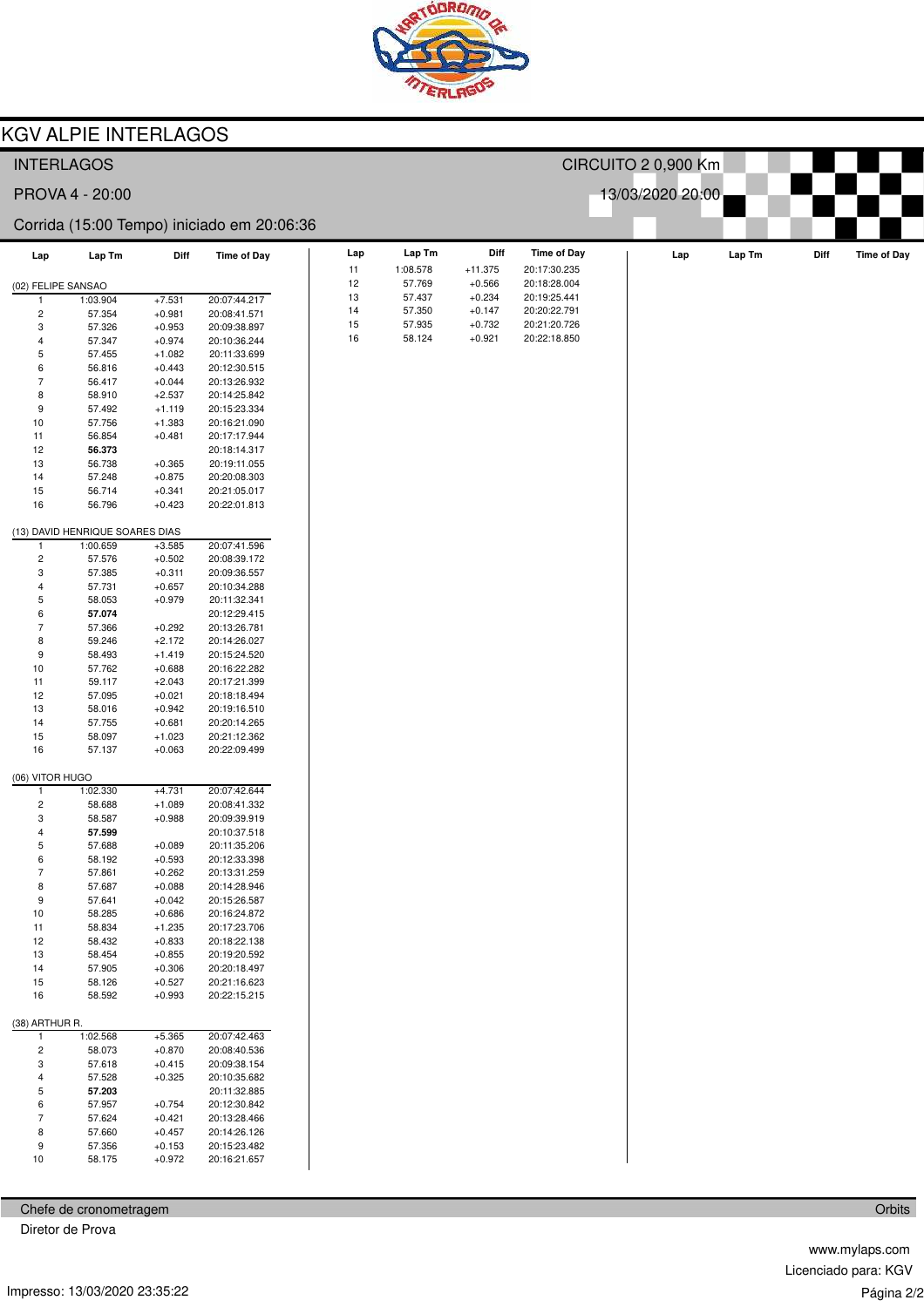# KGV ALPIE INTERLAGOS

INTERLAGOS — CIRCUITO 2 0,900 Km

PROVA 4 - 20:00 — 13/03/2020 20:00

Corrida (15:00 Tempo) iniciado em 20:06:36

**(02) FELIPE SANSAO**

| Lap | Lap Tm | Diff | Time of Day |
|---|---|---|---|
| 1 | 1:03.904 | +7.531 | 20:07:44.217 |
| 2 | 57.354 | +0.981 | 20:08:41.571 |
| 3 | 57.326 | +0.953 | 20:09:38.897 |
| 4 | 57.347 | +0.974 | 20:10:36.244 |
| 5 | 57.455 | +1.082 | 20:11:33.699 |
| 6 | 56.816 | +0.443 | 20:12:30.515 |
| 7 | 56.417 | +0.044 | 20:13:26.932 |
| 8 | 58.910 | +2.537 | 20:14:25.842 |
| 9 | 57.492 | +1.119 | 20:15:23.334 |
| 10 | 57.756 | +1.383 | 20:16:21.090 |
| 11 | 56.854 | +0.481 | 20:17:17.944 |
| 12 | **56.373** | | 20:18:14.317 |
| 13 | 56.738 | +0.365 | 20:19:11.055 |
| 14 | 57.248 | +0.875 | 20:20:08.303 |
| 15 | 56.714 | +0.341 | 20:21:05.017 |
| 16 | 56.796 | +0.423 | 20:22:01.813 |

**(13) DAVID HENRIQUE SOARES DIAS**

| Lap | Lap Tm | Diff | Time of Day |
|---|---|---|---|
| 1 | 1:00.659 | +3.585 | 20:07:41.596 |
| 2 | 57.576 | +0.502 | 20:08:39.172 |
| 3 | 57.385 | +0.311 | 20:09:36.557 |
| 4 | 57.731 | +0.657 | 20:10:34.288 |
| 5 | 58.053 | +0.979 | 20:11:32.341 |
| 6 | **57.074** | | 20:12:29.415 |
| 7 | 57.366 | +0.292 | 20:13:26.781 |
| 8 | 59.246 | +2.172 | 20:14:26.027 |
| 9 | 58.493 | +1.419 | 20:15:24.520 |
| 10 | 57.762 | +0.688 | 20:16:22.282 |
| 11 | 59.117 | +2.043 | 20:17:21.399 |
| 12 | 57.095 | +0.021 | 20:18:18.494 |
| 13 | 58.016 | +0.942 | 20:19:16.510 |
| 14 | 57.755 | +0.681 | 20:20:14.265 |
| 15 | 58.097 | +1.023 | 20:21:12.362 |
| 16 | 57.137 | +0.063 | 20:22:09.499 |

**(06) VITOR HUGO**

| Lap | Lap Tm | Diff | Time of Day |
|---|---|---|---|
| 1 | 1:02.330 | +4.731 | 20:07:42.644 |
| 2 | 58.688 | +1.089 | 20:08:41.332 |
| 3 | 58.587 | +0.988 | 20:09:39.919 |
| 4 | **57.599** | | 20:10:37.518 |
| 5 | 57.688 | +0.089 | 20:11:35.206 |
| 6 | 58.192 | +0.593 | 20:12:33.398 |
| 7 | 57.861 | +0.262 | 20:13:31.259 |
| 8 | 57.687 | +0.088 | 20:14:28.946 |
| 9 | 57.641 | +0.042 | 20:15:26.587 |
| 10 | 58.285 | +0.686 | 20:16:24.872 |
| 11 | 58.834 | +1.235 | 20:17:23.706 |
| 12 | 58.432 | +0.833 | 20:18:22.138 |
| 13 | 58.454 | +0.855 | 20:19:20.592 |
| 14 | 57.905 | +0.306 | 20:20:18.497 |
| 15 | 58.126 | +0.527 | 20:21:16.623 |
| 16 | 58.592 | +0.993 | 20:22:15.215 |

**(38) ARTHUR R.**

| Lap | Lap Tm | Diff | Time of Day |
|---|---|---|---|
| 1 | 1:02.568 | +5.365 | 20:07:42.463 |
| 2 | 58.073 | +0.870 | 20:08:40.536 |
| 3 | 57.618 | +0.415 | 20:09:38.154 |
| 4 | 57.528 | +0.325 | 20:10:35.682 |
| 5 | **57.203** | | 20:11:32.885 |
| 6 | 57.957 | +0.754 | 20:12:30.842 |
| 7 | 57.624 | +0.421 | 20:13:28.466 |
| 8 | 57.660 | +0.457 | 20:14:26.126 |
| 9 | 57.356 | +0.153 | 20:15:23.482 |
| 10 | 58.175 | +0.972 | 20:16:21.657 |
| 11 | 1:08.578 | +11.375 | 20:17:30.235 |
| 12 | 57.769 | +0.566 | 20:18:28.004 |
| 13 | 57.437 | +0.234 | 20:19:25.441 |
| 14 | 57.350 | +0.147 | 20:20:22.791 |
| 15 | 57.935 | +0.732 | 20:21:20.726 |
| 16 | 58.124 | +0.921 | 20:22:18.850 |

Chefe de cronometragem

Diretor de Prova

Orbits

www.mylaps.com

Licenciado para: KGV

Impresso: 13/03/2020 23:35:22